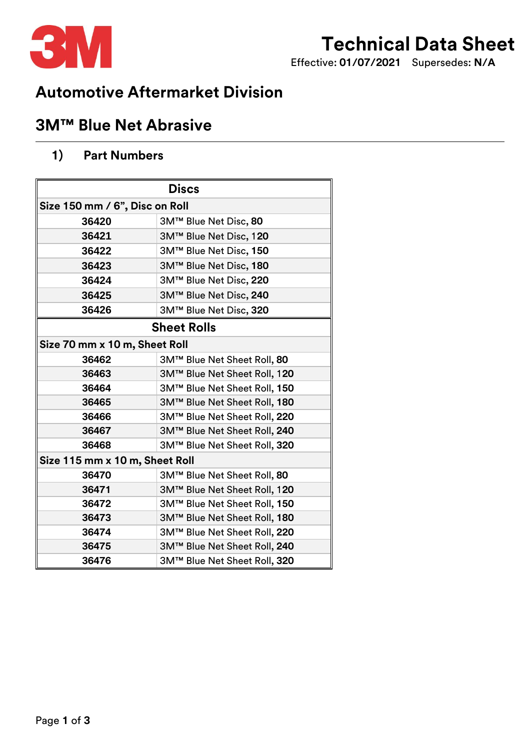# Technical Data Sheet

Effective: **01/07/2021** Supersedes: **N/A**

## Automotive Aftermarket Division

## 3M™ Blue Net Abrasive

### 1) Part Numbers

| Discs | |
|---|---|
| **Size 150 mm / 6", Disc on Roll** | |
| **36420** | 3M™ Blue Net Disc, **80** |
| **36421** | 3M™ Blue Net Disc, **120** |
| **36422** | 3M™ Blue Net Disc, **150** |
| **36423** | 3M™ Blue Net Disc, **180** |
| **36424** | 3M™ Blue Net Disc, **220** |
| **36425** | 3M™ Blue Net Disc, **240** |
| **36426** | 3M™ Blue Net Disc, **320** |

| Sheet Rolls | |
|---|---|
| **Size 70 mm x 10 m, Sheet Roll** | |
| **36462** | 3M™ Blue Net Sheet Roll, **80** |
| **36463** | 3M™ Blue Net Sheet Roll, **120** |
| **36464** | 3M™ Blue Net Sheet Roll, **150** |
| **36465** | 3M™ Blue Net Sheet Roll, **180** |
| **36466** | 3M™ Blue Net Sheet Roll, **220** |
| **36467** | 3M™ Blue Net Sheet Roll, **240** |
| **36468** | 3M™ Blue Net Sheet Roll, **320** |
| **Size 115 mm x 10 m, Sheet Roll** | |
| **36470** | 3M™ Blue Net Sheet Roll, **80** |
| **36471** | 3M™ Blue Net Sheet Roll, **120** |
| **36472** | 3M™ Blue Net Sheet Roll, **150** |
| **36473** | 3M™ Blue Net Sheet Roll, **180** |
| **36474** | 3M™ Blue Net Sheet Roll, **220** |
| **36475** | 3M™ Blue Net Sheet Roll, **240** |
| **36476** | 3M™ Blue Net Sheet Roll, **320** |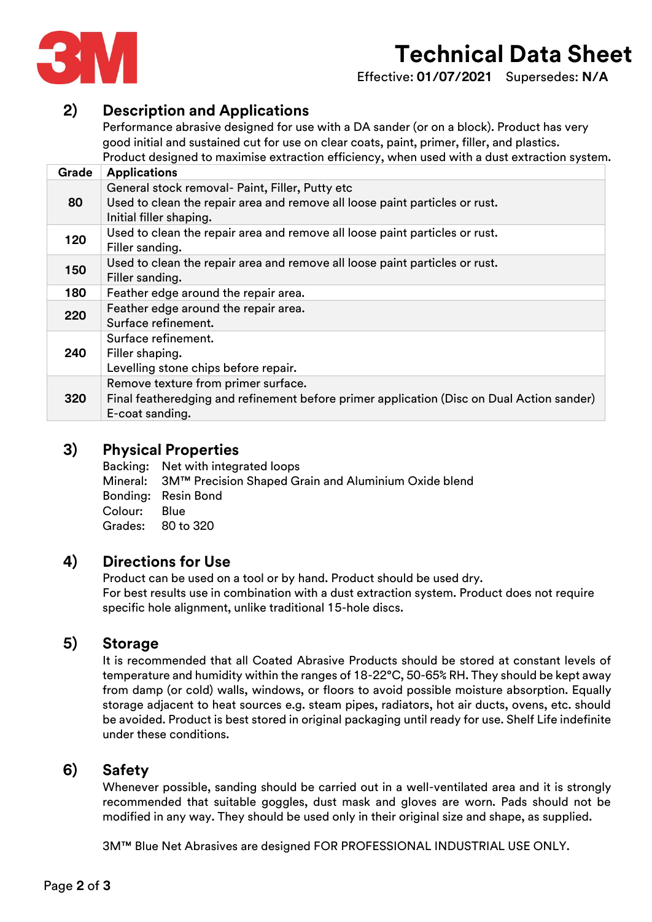## 2) Description and Applications

Performance abrasive designed for use with a DA sander (or on a block). Product has very good initial and sustained cut for use on clear coats, paint, primer, filler, and plastics.
Product designed to maximise extraction efficiency, when used with a dust extraction system.

| Grade | Applications |
|---|---|
| 80 | General stock removal- Paint, Filler, Putty etc<br>Used to clean the repair area and remove all loose paint particles or rust.<br>Initial filler shaping. |
| 120 | Used to clean the repair area and remove all loose paint particles or rust.<br>Filler sanding. |
| 150 | Used to clean the repair area and remove all loose paint particles or rust.<br>Filler sanding. |
| 180 | Feather edge around the repair area. |
| 220 | Feather edge around the repair area.<br>Surface refinement. |
| 240 | Surface refinement.<br>Filler shaping.<br>Levelling stone chips before repair. |
| 320 | Remove texture from primer surface.<br>Final featheredging and refinement before primer application (Disc on Dual Action sander)<br>E-coat sanding. |

## 3) Physical Properties

Backing: Net with integrated loops
Mineral: 3M™ Precision Shaped Grain and Aluminium Oxide blend
Bonding: Resin Bond
Colour: Blue
Grades: 80 to 320

## 4) Directions for Use

Product can be used on a tool or by hand. Product should be used dry.
For best results use in combination with a dust extraction system. Product does not require specific hole alignment, unlike traditional 15-hole discs.

## 5) Storage

It is recommended that all Coated Abrasive Products should be stored at constant levels of temperature and humidity within the ranges of 18-22°C, 50-65% RH. They should be kept away from damp (or cold) walls, windows, or floors to avoid possible moisture absorption. Equally storage adjacent to heat sources e.g. steam pipes, radiators, hot air ducts, ovens, etc. should be avoided. Product is best stored in original packaging until ready for use. Shelf Life indefinite under these conditions.

## 6) Safety

Whenever possible, sanding should be carried out in a well-ventilated area and it is strongly recommended that suitable goggles, dust mask and gloves are worn. Pads should not be modified in any way. They should be used only in their original size and shape, as supplied.

3M™ Blue Net Abrasives are designed FOR PROFESSIONAL INDUSTRIAL USE ONLY.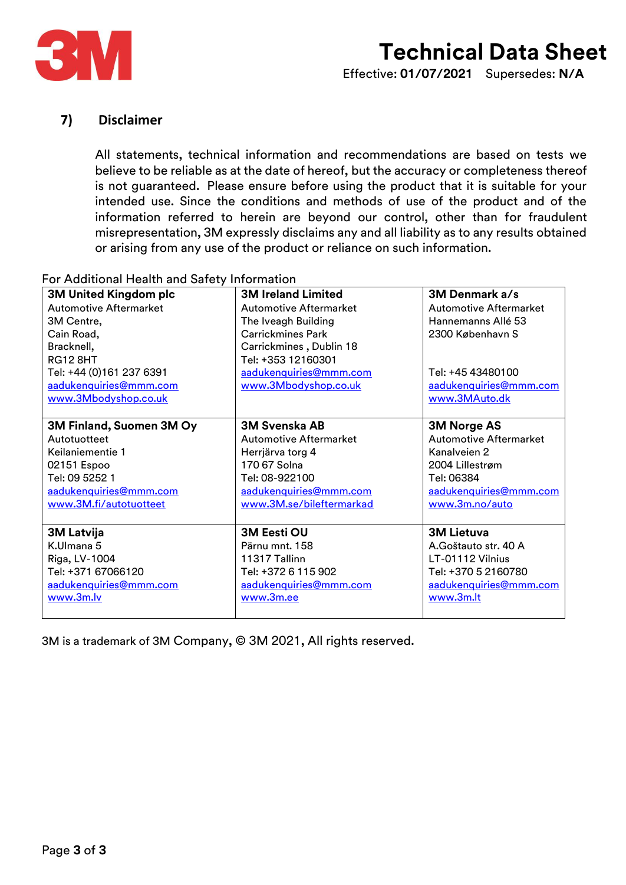## 7) Disclaimer

All statements, technical information and recommendations are based on tests we believe to be reliable as at the date of hereof, but the accuracy or completeness thereof is not guaranteed. Please ensure before using the product that it is suitable for your intended use. Since the conditions and methods of use of the product and of the information referred to herein are beyond our control, other than for fraudulent misrepresentation, 3M expressly disclaims any and all liability as to any results obtained or arising from any use of the product or reliance on such information.

For Additional Health and Safety Information

| | | |
|---|---|---|
| **3M United Kingdom plc**<br>Automotive Aftermarket<br>3M Centre,<br>Cain Road,<br>Bracknell,<br>RG12 8HT<br>Tel: +44 (0)161 237 6391<br>aadukenquiries@mmm.com<br>www.3Mbodyshop.co.uk | **3M Ireland Limited**<br>Automotive Aftermarket<br>The Iveagh Building<br>Carrickmines Park<br>Carrickmines , Dublin 18<br>Tel: +353 12160301<br>aadukenquiries@mmm.com<br>www.3Mbodyshop.co.uk | **3M Denmark a/s**<br>Automotive Aftermarket<br>Hannemanns Allé 53<br>2300 København S<br><br>Tel: +45 43480100<br>aadukenquiries@mmm.com<br>www.3MAuto.dk |
| **3M Finland, Suomen 3M Oy**<br>Autotuotteet<br>Keilaniementie 1<br>02151 Espoo<br>Tel: 09 5252 1<br>aadukenquiries@mmm.com<br>www.3M.fi/autotuotteet | **3M Svenska AB**<br>Automotive Aftermarket<br>Herrjärva torg 4<br>170 67 Solna<br>Tel: 08-922100<br>aadukenquiries@mmm.com<br>www.3M.se/bileftermarkad | **3M Norge AS**<br>Automotive Aftermarket<br>Kanalveien 2<br>2004 Lillestrøm<br>Tel: 06384<br>aadukenquiries@mmm.com<br>www.3m.no/auto |
| **3M Latvija**<br>K.Ulmana 5<br>Riga, LV-1004<br>Tel: +371 67066120<br>aadukenquiries@mmm.com<br>www.3m.lv | **3M Eesti OU**<br>Pärnu mnt. 158<br>11317 Tallinn<br>Tel: +372 6 115 902<br>aadukenquiries@mmm.com<br>www.3m.ee | **3M Lietuva**<br>A.Goštauto str. 40 A<br>LT-01112 Vilnius<br>Tel: +370 5 2160780<br>aadukenquiries@mmm.com<br>www.3m.lt |

3M is a trademark of 3M Company, © 3M 2021, All rights reserved.